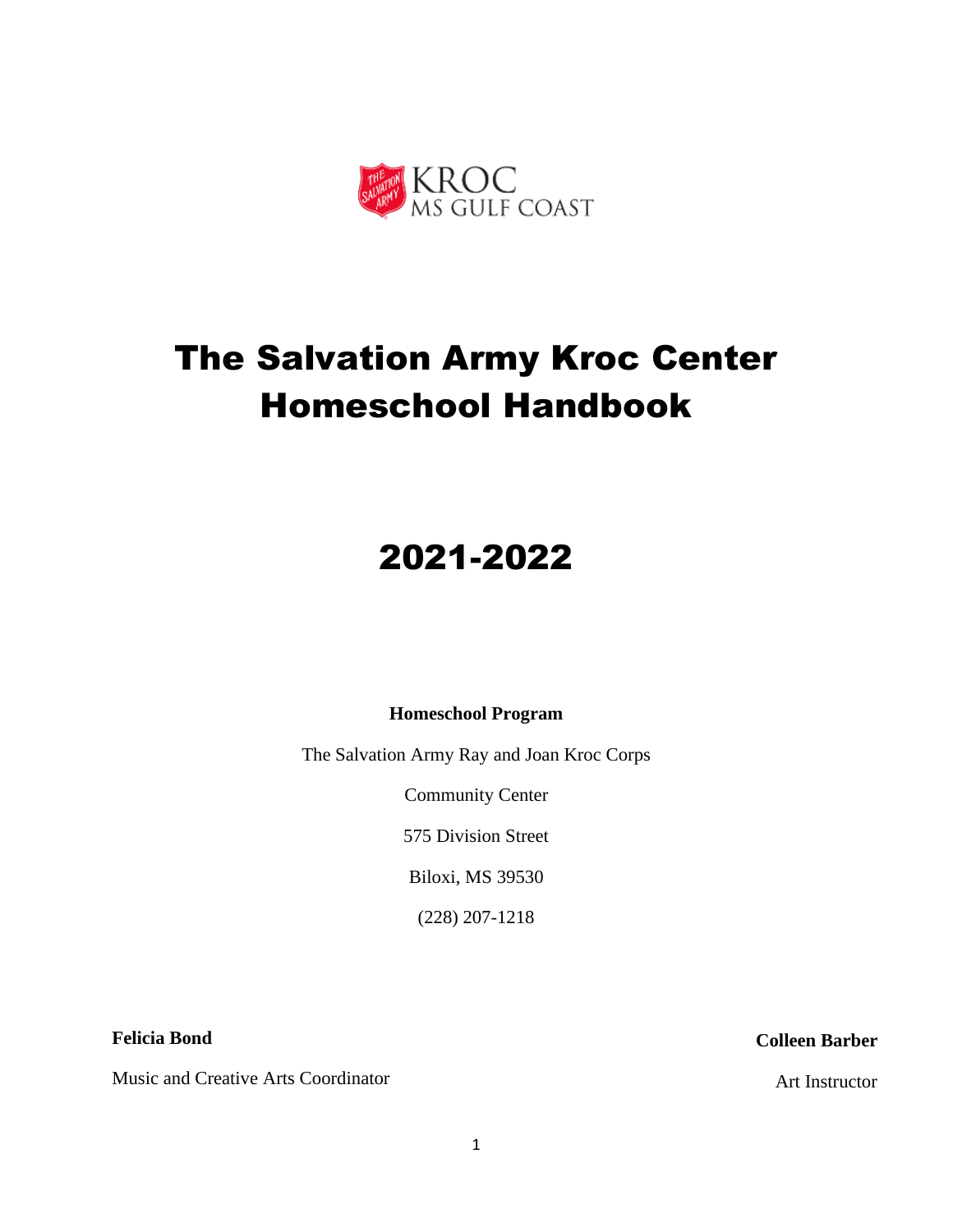KROC
MS GULF COAST

# The Salvation Army Kroc Center Homeschool Handbook

# 2021-2022

**Homeschool Program**

The Salvation Army Ray and Joan Kroc Corps

Community Center

575 Division Street

Biloxi, MS 39530

(228) 207-1218

**Felicia Bond**

Music and Creative Arts Coordinator

**Colleen Barber**

Art Instructor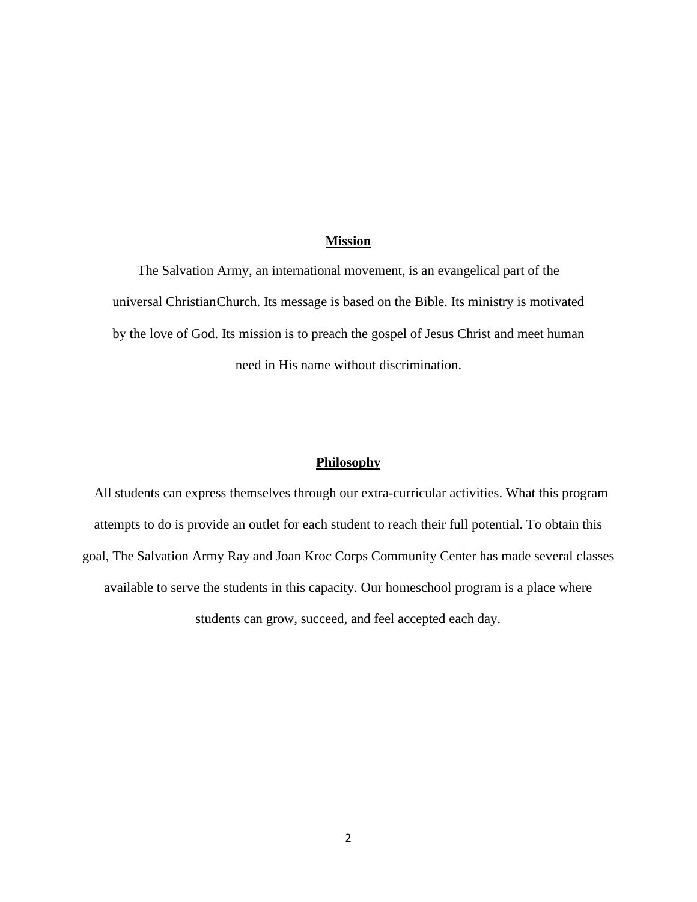## **Mission**

The Salvation Army, an international movement, is an evangelical part of the universal ChristianChurch. Its message is based on the Bible. Its ministry is motivated by the love of God. Its mission is to preach the gospel of Jesus Christ and meet human need in His name without discrimination.

## **Philosophy**

All students can express themselves through our extra-curricular activities. What this program attempts to do is provide an outlet for each student to reach their full potential. To obtain this goal, The Salvation Army Ray and Joan Kroc Corps Community Center has made several classes available to serve the students in this capacity. Our homeschool program is a place where students can grow, succeed, and feel accepted each day.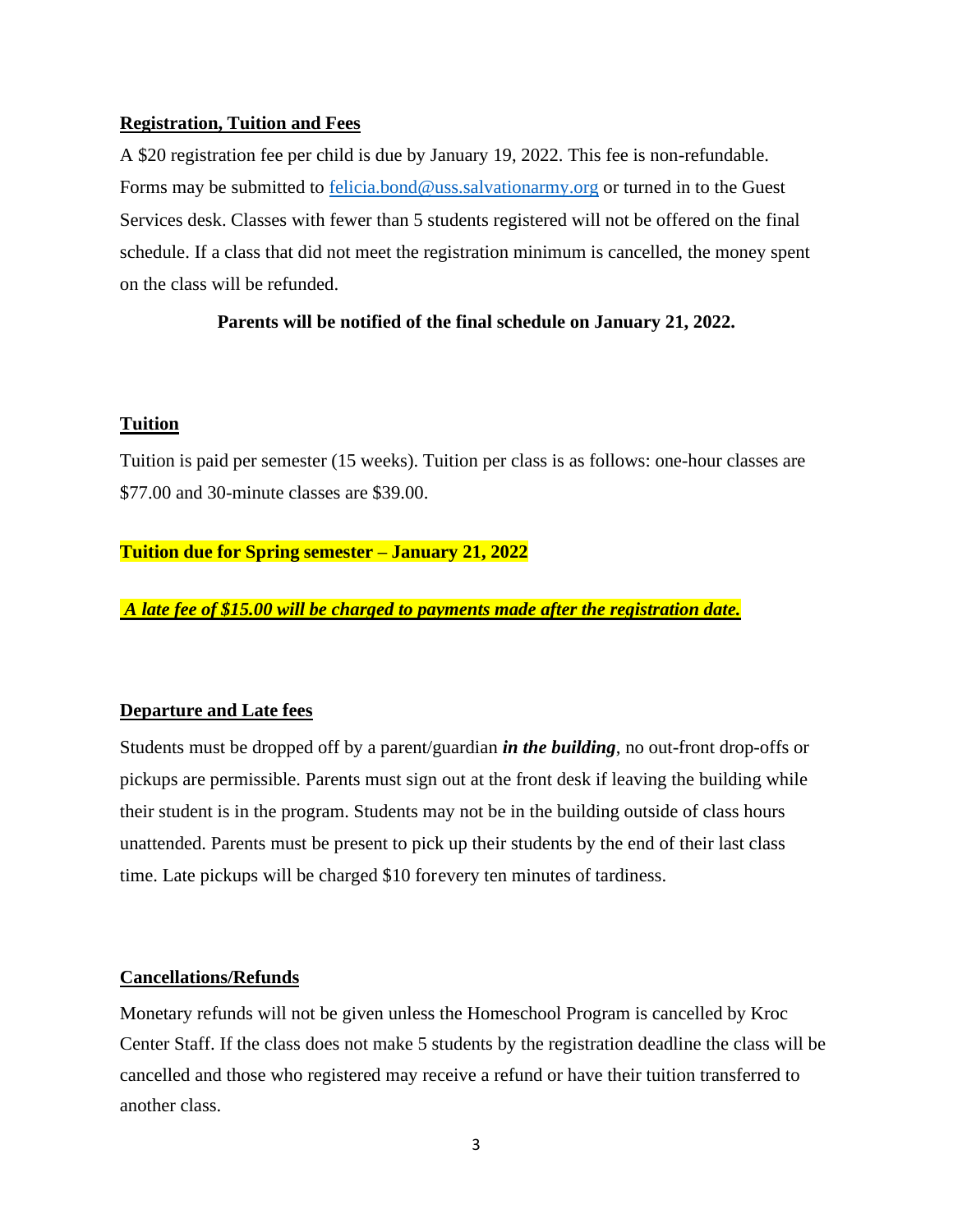**Registration, Tuition and Fees**

A $20 registration fee per child is due by January 19, 2022. This fee is non-refundable. Forms may be submitted to felicia.bond@uss.salvationarmy.org or turned in to the Guest Services desk. Classes with fewer than 5 students registered will not be offered on the final schedule. If a class that did not meet the registration minimum is cancelled, the money spent on the class will be refunded.

**Parents will be notified of the final schedule on January 21, 2022.**

**Tuition**

Tuition is paid per semester (15 weeks). Tuition per class is as follows: one-hour classes are $77.00 and 30-minute classes are $39.00.

**Tuition due for Spring semester – January 21, 2022**

***A late fee of $15.00 will be charged to payments made after the registration date.***

**Departure and Late fees**

Students must be dropped off by a parent/guardian ***in the building***, no out-front drop-offs or pickups are permissible. Parents must sign out at the front desk if leaving the building while their student is in the program. Students may not be in the building outside of class hours unattended. Parents must be present to pick up their students by the end of their last class time. Late pickups will be charged $10 forevery ten minutes of tardiness.

**Cancellations/Refunds**

Monetary refunds will not be given unless the Homeschool Program is cancelled by Kroc Center Staff. If the class does not make 5 students by the registration deadline the class will be cancelled and those who registered may receive a refund or have their tuition transferred to another class.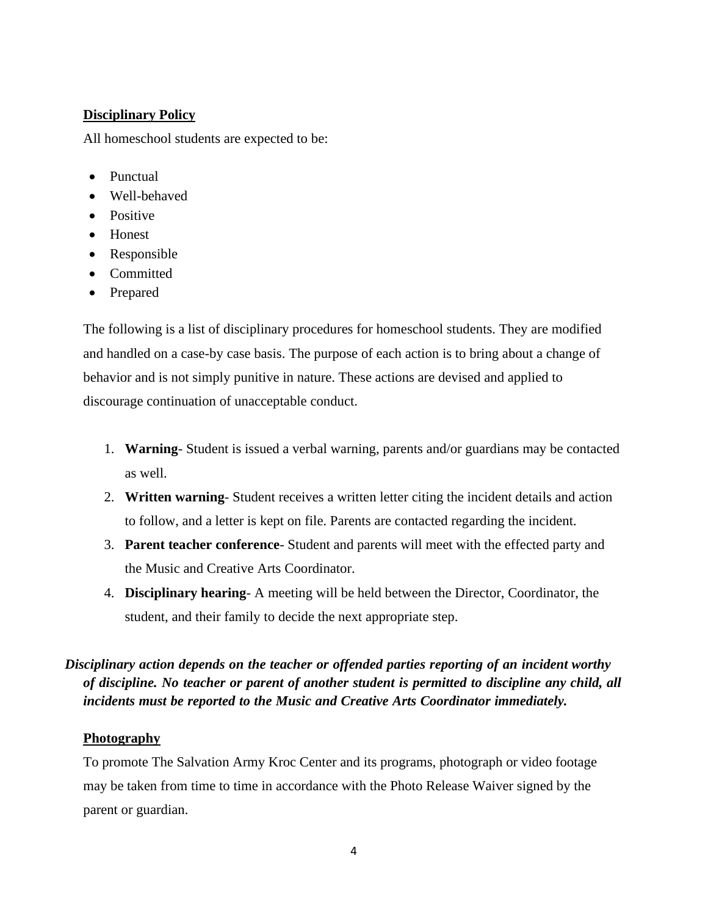**<u>Disciplinary Policy</u>**

All homeschool students are expected to be:

- Punctual
- Well-behaved
- Positive
- Honest
- Responsible
- Committed
- Prepared

The following is a list of disciplinary procedures for homeschool students. They are modified and handled on a case-by case basis. The purpose of each action is to bring about a change of behavior and is not simply punitive in nature. These actions are devised and applied to discourage continuation of unacceptable conduct.

1. **Warning**- Student is issued a verbal warning, parents and/or guardians may be contacted as well.
2. **Written warning**- Student receives a written letter citing the incident details and action to follow, and a letter is kept on file. Parents are contacted regarding the incident.
3. **Parent teacher conference**- Student and parents will meet with the effected party and the Music and Creative Arts Coordinator.
4. **Disciplinary hearing**- A meeting will be held between the Director, Coordinator, the student, and their family to decide the next appropriate step.

***Disciplinary action depends on the teacher or offended parties reporting of an incident worthy of discipline. No teacher or parent of another student is permitted to discipline any child, all incidents must be reported to the Music and Creative Arts Coordinator immediately.***

**<u>Photography</u>**

To promote The Salvation Army Kroc Center and its programs, photograph or video footage may be taken from time to time in accordance with the Photo Release Waiver signed by the parent or guardian.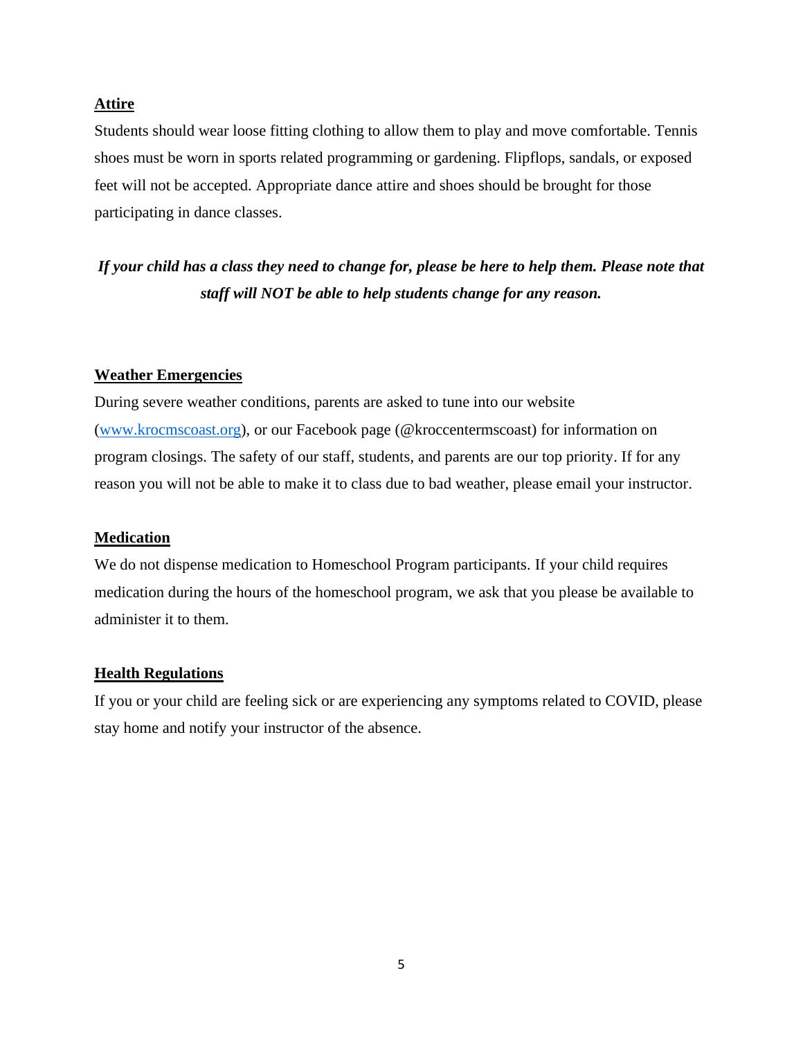## Attire

Students should wear loose fitting clothing to allow them to play and move comfortable. Tennis shoes must be worn in sports related programming or gardening. Flipflops, sandals, or exposed feet will not be accepted. Appropriate dance attire and shoes should be brought for those participating in dance classes.

***If your child has a class they need to change for, please be here to help them. Please note that staff will NOT be able to help students change for any reason.***

## Weather Emergencies

During severe weather conditions, parents are asked to tune into our website ([www.krocmscoast.org](http://www.krocmscoast.org)), or our Facebook page (@kroccentermscoast) for information on program closings. The safety of our staff, students, and parents are our top priority. If for any reason you will not be able to make it to class due to bad weather, please email your instructor.

## Medication

We do not dispense medication to Homeschool Program participants. If your child requires medication during the hours of the homeschool program, we ask that you please be available to administer it to them.

## Health Regulations

If you or your child are feeling sick or are experiencing any symptoms related to COVID, please stay home and notify your instructor of the absence.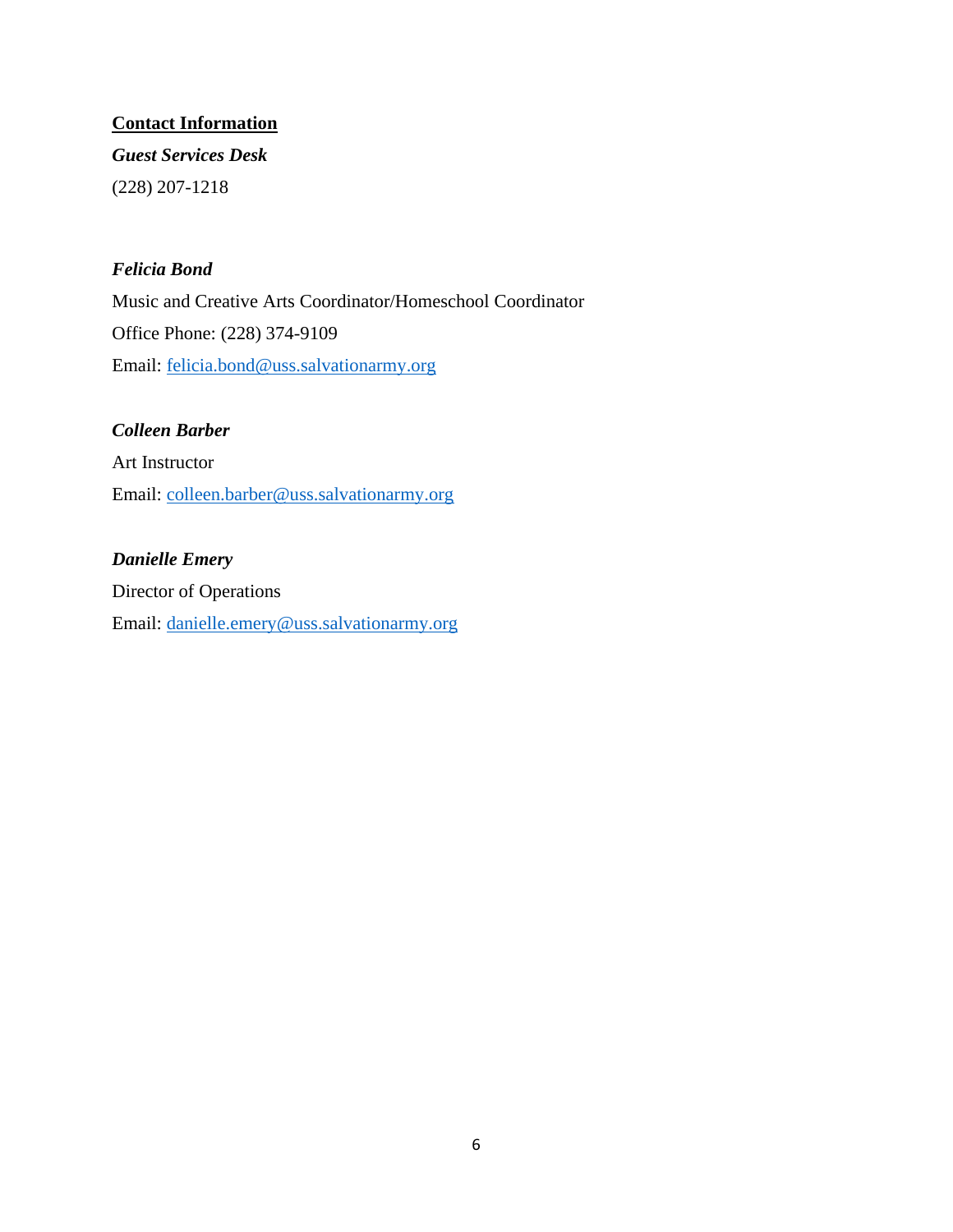**Contact Information**

***Guest Services Desk***

(228) 207-1218

***Felicia Bond***

Music and Creative Arts Coordinator/Homeschool Coordinator

Office Phone: (228) 374-9109

Email: felicia.bond@uss.salvationarmy.org

***Colleen Barber***

Art Instructor

Email: colleen.barber@uss.salvationarmy.org

***Danielle Emery***

Director of Operations

Email: danielle.emery@uss.salvationarmy.org